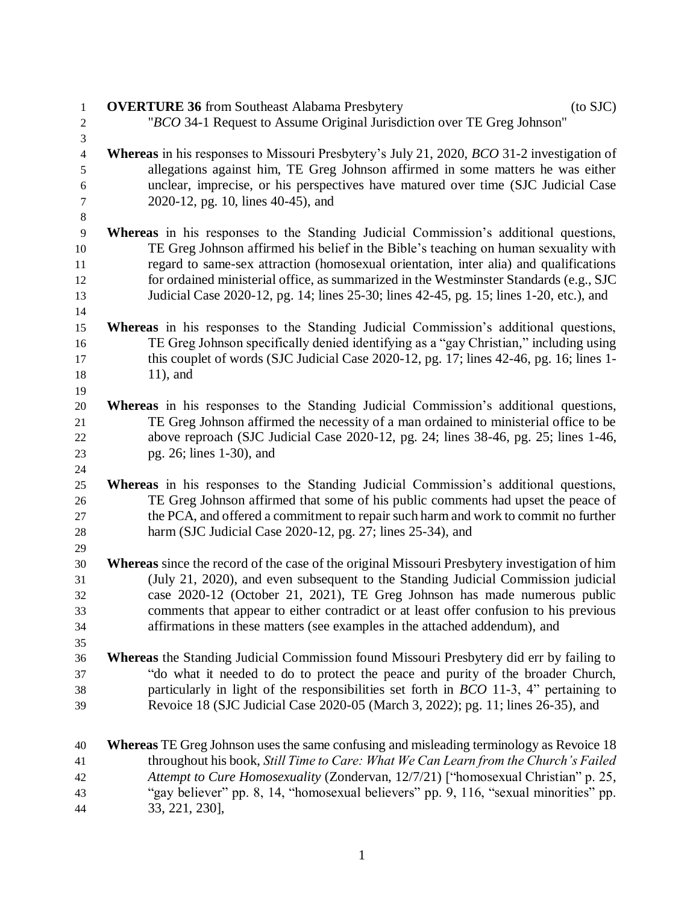**OVERTURE 36** from Southeast Alabama Presbytery (to SJC)

"*BCO* 34-1 Request to Assume Original Jurisdiction over TE Greg Johnson"

**Whereas** in his responses to Missouri Presbytery's July 21, 2020, *BCO* 31-2 investigation of allegations against him, TE Greg Johnson affirmed in some matters he was either unclear, imprecise, or his perspectives have matured over time (SJC Judicial Case 2020-12, pg. 10, lines 40-45), and

**Whereas** in his responses to the Standing Judicial Commission's additional questions, TE Greg Johnson affirmed his belief in the Bible's teaching on human sexuality with regard to same-sex attraction (homosexual orientation, inter alia) and qualifications for ordained ministerial office, as summarized in the Westminster Standards (e.g., SJC Judicial Case 2020-12, pg. 14; lines 25-30; lines 42-45, pg. 15; lines 1-20, etc.), and

**Whereas** in his responses to the Standing Judicial Commission's additional questions, TE Greg Johnson specifically denied identifying as a "gay Christian," including using this couplet of words (SJC Judicial Case 2020-12, pg. 17; lines 42-46, pg. 16; lines 1-11), and

**Whereas** in his responses to the Standing Judicial Commission's additional questions, TE Greg Johnson affirmed the necessity of a man ordained to ministerial office to be above reproach (SJC Judicial Case 2020-12, pg. 24; lines 38-46, pg. 25; lines 1-46, pg. 26; lines 1-30), and

**Whereas** in his responses to the Standing Judicial Commission's additional questions, TE Greg Johnson affirmed that some of his public comments had upset the peace of the PCA, and offered a commitment to repair such harm and work to commit no further harm (SJC Judicial Case 2020-12, pg. 27; lines 25-34), and

**Whereas** since the record of the case of the original Missouri Presbytery investigation of him (July 21, 2020), and even subsequent to the Standing Judicial Commission judicial case 2020-12 (October 21, 2021), TE Greg Johnson has made numerous public comments that appear to either contradict or at least offer confusion to his previous affirmations in these matters (see examples in the attached addendum), and

**Whereas** the Standing Judicial Commission found Missouri Presbytery did err by failing to "do what it needed to do to protect the peace and purity of the broader Church, particularly in light of the responsibilities set forth in *BCO* 11-3, 4" pertaining to Revoice 18 (SJC Judicial Case 2020-05 (March 3, 2022); pg. 11; lines 26-35), and

**Whereas** TE Greg Johnson uses the same confusing and misleading terminology as Revoice 18 throughout his book, *Still Time to Care: What We Can Learn from the Church's Failed Attempt to Cure Homosexuality* (Zondervan, 12/7/21) ["homosexual Christian" p. 25, "gay believer" pp. 8, 14, "homosexual believers" pp. 9, 116, "sexual minorities" pp. 33, 221, 230],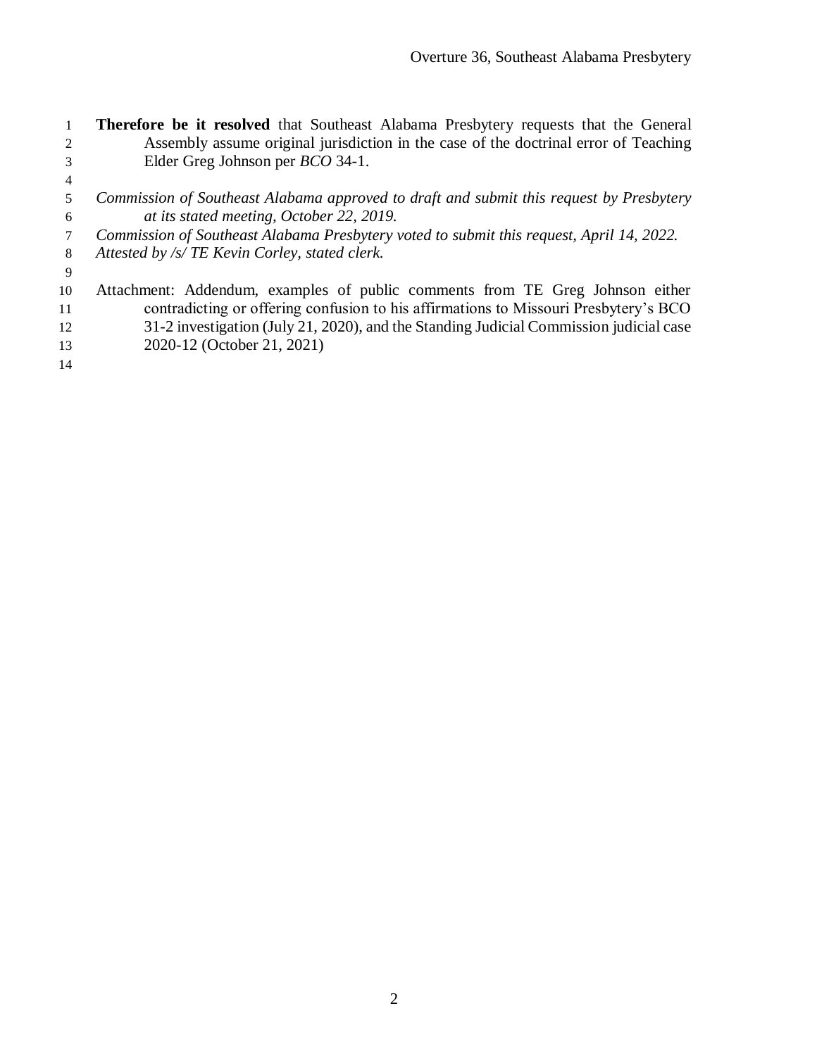**Therefore be it resolved** that Southeast Alabama Presbytery requests that the General Assembly assume original jurisdiction in the case of the doctrinal error of Teaching Elder Greg Johnson per *BCO* 34-1.

*Commission of Southeast Alabama approved to draft and submit this request by Presbytery at its stated meeting, October 22, 2019.*
*Commission of Southeast Alabama Presbytery voted to submit this request, April 14, 2022.*
*Attested by /s/ TE Kevin Corley, stated clerk.*

Attachment: Addendum, examples of public comments from TE Greg Johnson either contradicting or offering confusion to his affirmations to Missouri Presbytery's BCO 31-2 investigation (July 21, 2020), and the Standing Judicial Commission judicial case 2020-12 (October 21, 2021)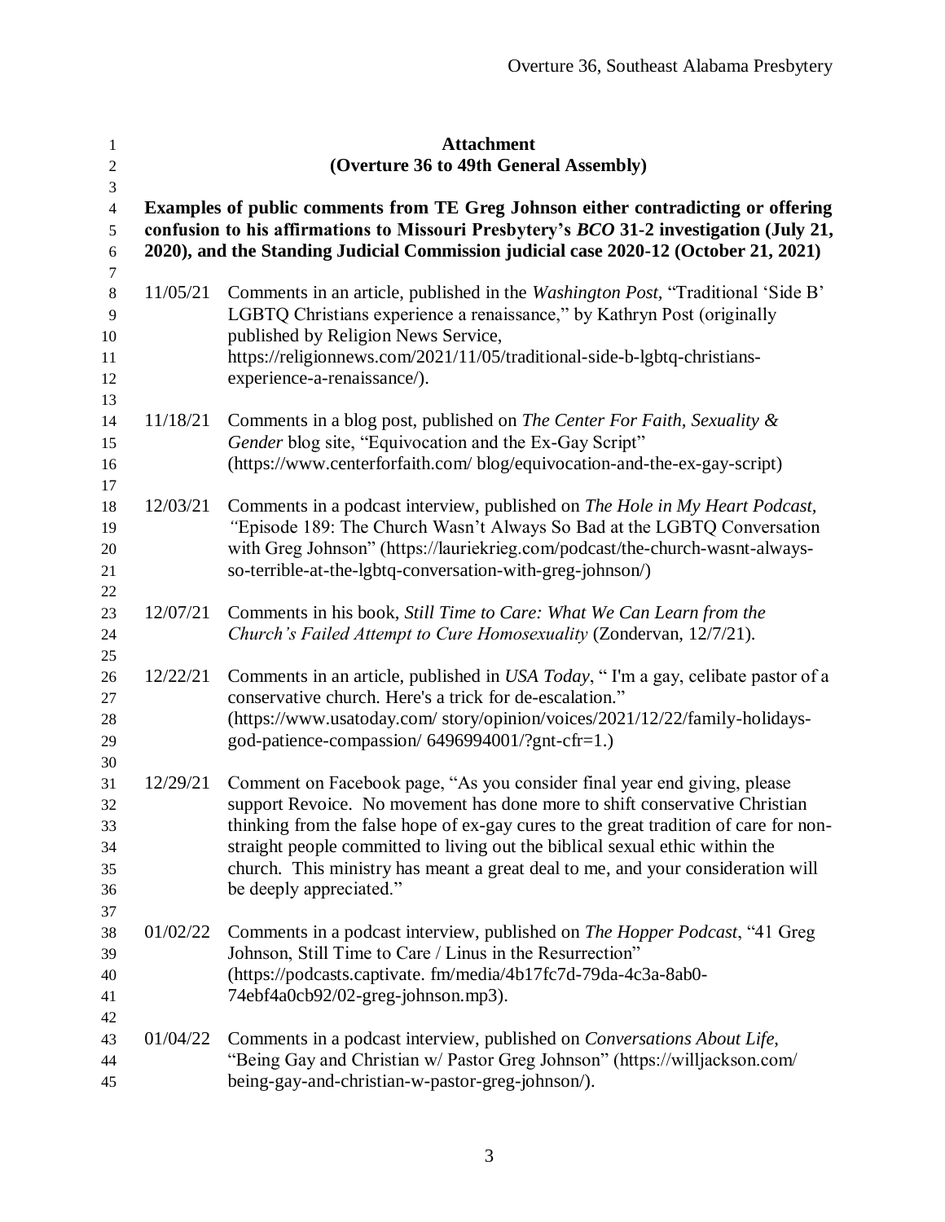**Attachment**
**(Overture 36 to 49th General Assembly)**

**Examples of public comments from TE Greg Johnson either contradicting or offering confusion to his affirmations to Missouri Presbytery's *BCO* 31-2 investigation (July 21, 2020), and the Standing Judicial Commission judicial case 2020-12 (October 21, 2021)**

11/05/21 Comments in an article, published in the *Washington Post*, "Traditional 'Side B' LGBTQ Christians experience a renaissance," by Kathryn Post (originally published by Religion News Service, https://religionnews.com/2021/11/05/traditional-side-b-lgbtq-christians-experience-a-renaissance/).

11/18/21 Comments in a blog post, published on *The Center For Faith, Sexuality & Gender* blog site, "Equivocation and the Ex-Gay Script" (https://www.centerforfaith.com/ blog/equivocation-and-the-ex-gay-script)

12/03/21 Comments in a podcast interview, published on *The Hole in My Heart Podcast, "*Episode 189: The Church Wasn't Always So Bad at the LGBTQ Conversation with Greg Johnson" (https://lauriekrieg.com/podcast/the-church-wasnt-always-so-terrible-at-the-lgbtq-conversation-with-greg-johnson/)

12/07/21 Comments in his book, *Still Time to Care: What We Can Learn from the Church's Failed Attempt to Cure Homosexuality* (Zondervan, 12/7/21).

12/22/21 Comments in an article, published in *USA Today*, " I'm a gay, celibate pastor of a conservative church. Here's a trick for de-escalation." (https://www.usatoday.com/ story/opinion/voices/2021/12/22/family-holidays-god-patience-compassion/ 6496994001/?gnt-cfr=1.)

12/29/21 Comment on Facebook page, "As you consider final year end giving, please support Revoice. No movement has done more to shift conservative Christian thinking from the false hope of ex-gay cures to the great tradition of care for non-straight people committed to living out the biblical sexual ethic within the church. This ministry has meant a great deal to me, and your consideration will be deeply appreciated."

01/02/22 Comments in a podcast interview, published on *The Hopper Podcast*, "41 Greg Johnson, Still Time to Care / Linus in the Resurrection" (https://podcasts.captivate. fm/media/4b17fc7d-79da-4c3a-8ab0-74ebf4a0cb92/02-greg-johnson.mp3).

01/04/22 Comments in a podcast interview, published on *Conversations About Life*, "Being Gay and Christian w/ Pastor Greg Johnson" (https://willjackson.com/ being-gay-and-christian-w-pastor-greg-johnson/).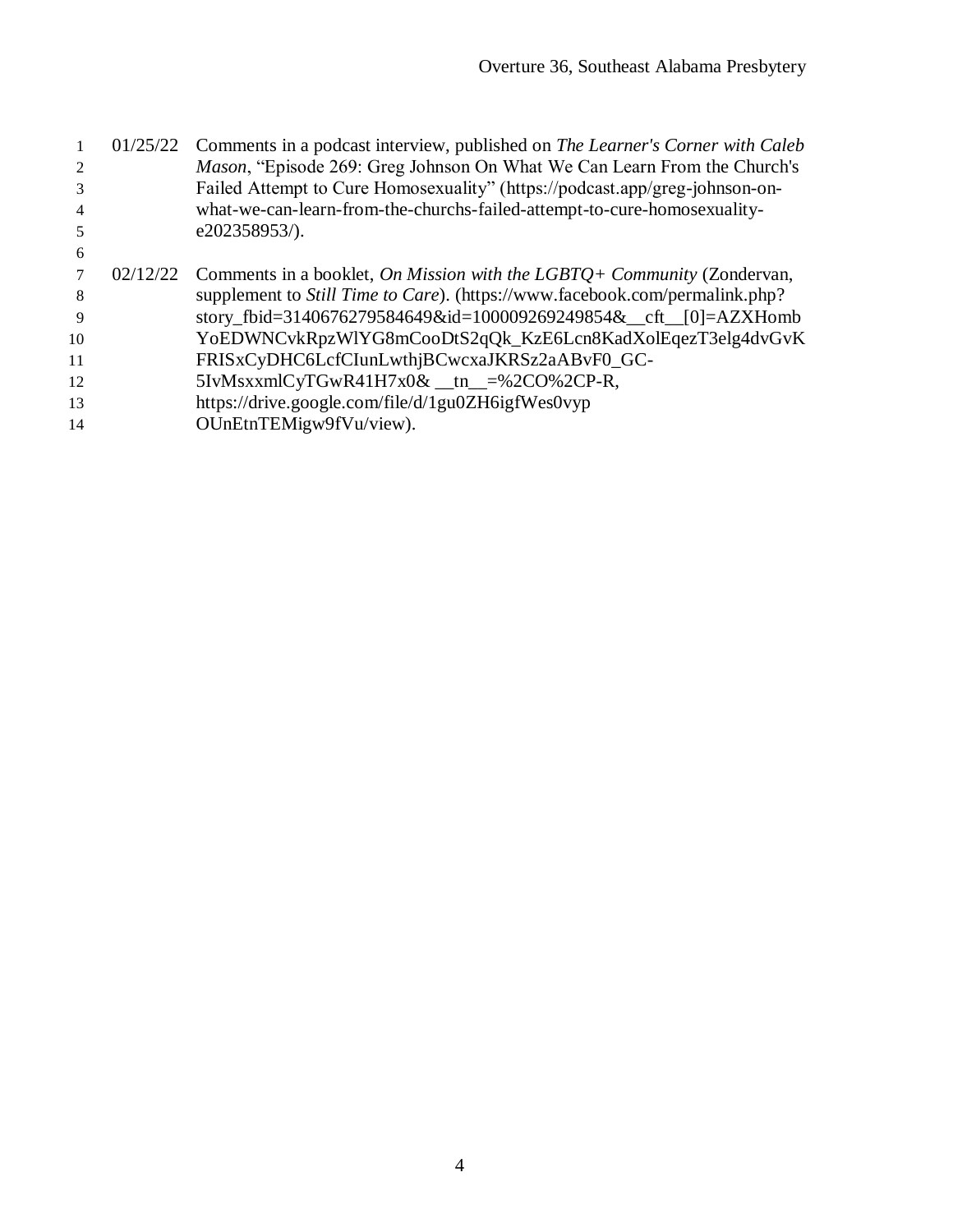01/25/22 Comments in a podcast interview, published on *The Learner's Corner with Caleb Mason*, "Episode 269: Greg Johnson On What We Can Learn From the Church's Failed Attempt to Cure Homosexuality" (https://podcast.app/greg-johnson-on-what-we-can-learn-from-the-churchs-failed-attempt-to-cure-homosexuality-e202358953/).

02/12/22 Comments in a booklet, *On Mission with the LGBTQ+ Community* (Zondervan, supplement to *Still Time to Care*). (https://www.facebook.com/permalink.php?story_fbid=3140676279584649&id=100009269249854&__cft__[0]=AZXHombYoEDWNCvkRpzWlYG8mCooDtS2qQk_KzE6Lcn8KadXolEqezT3elg4dvGvKFRISxCyDHC6LcfCIunLwthjBCwcxaJKRSz2aABvF0_GC-5IvMsxxmlCyTGwR41H7x0& __tn__=%2CO%2CP-R, https://drive.google.com/file/d/1gu0ZH6igfWes0vypOUnEtnTEMigw9fVu/view).